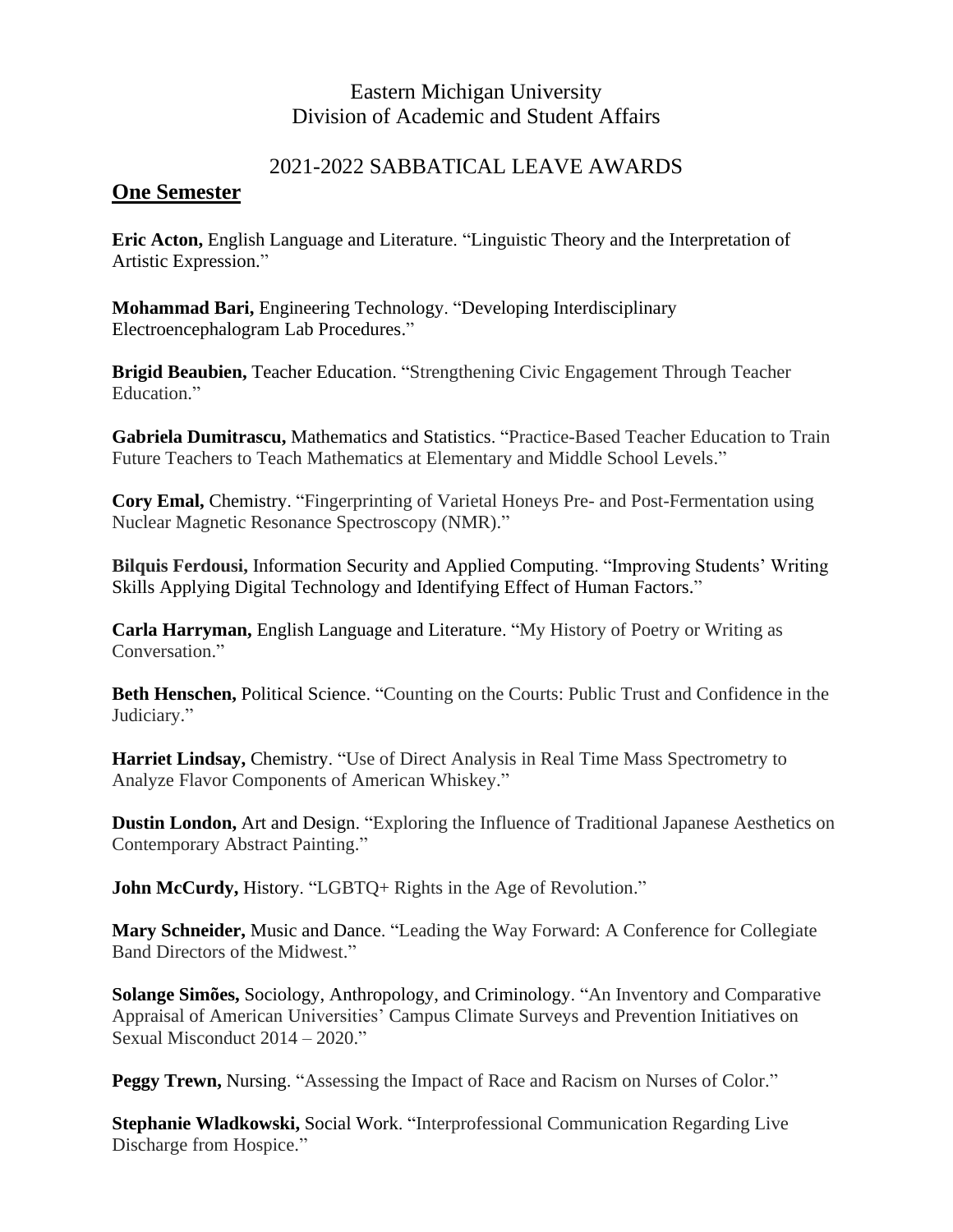Eastern Michigan University
Division of Academic and Student Affairs

# 2021-2022 SABBATICAL LEAVE AWARDS

## One Semester

**Eric Acton,** English Language and Literature. "Linguistic Theory and the Interpretation of Artistic Expression."

**Mohammad Bari,** Engineering Technology. "Developing Interdisciplinary Electroencephalogram Lab Procedures."

**Brigid Beaubien,** Teacher Education. "Strengthening Civic Engagement Through Teacher Education."

**Gabriela Dumitrascu,** Mathematics and Statistics. "Practice-Based Teacher Education to Train Future Teachers to Teach Mathematics at Elementary and Middle School Levels."

**Cory Emal,** Chemistry. "Fingerprinting of Varietal Honeys Pre- and Post-Fermentation using Nuclear Magnetic Resonance Spectroscopy (NMR)."

**Bilquis Ferdousi,** Information Security and Applied Computing. "Improving Students' Writing Skills Applying Digital Technology and Identifying Effect of Human Factors."

**Carla Harryman,** English Language and Literature. "My History of Poetry or Writing as Conversation."

**Beth Henschen,** Political Science. "Counting on the Courts: Public Trust and Confidence in the Judiciary."

**Harriet Lindsay,** Chemistry. "Use of Direct Analysis in Real Time Mass Spectrometry to Analyze Flavor Components of American Whiskey."

**Dustin London,** Art and Design. "Exploring the Influence of Traditional Japanese Aesthetics on Contemporary Abstract Painting."

**John McCurdy,** History. "LGBTQ+ Rights in the Age of Revolution."

**Mary Schneider,** Music and Dance. "Leading the Way Forward: A Conference for Collegiate Band Directors of the Midwest."

**Solange Simões,** Sociology, Anthropology, and Criminology. "An Inventory and Comparative Appraisal of American Universities' Campus Climate Surveys and Prevention Initiatives on Sexual Misconduct 2014 – 2020."

**Peggy Trewn,** Nursing. "Assessing the Impact of Race and Racism on Nurses of Color."

**Stephanie Wladkowski,** Social Work. "Interprofessional Communication Regarding Live Discharge from Hospice."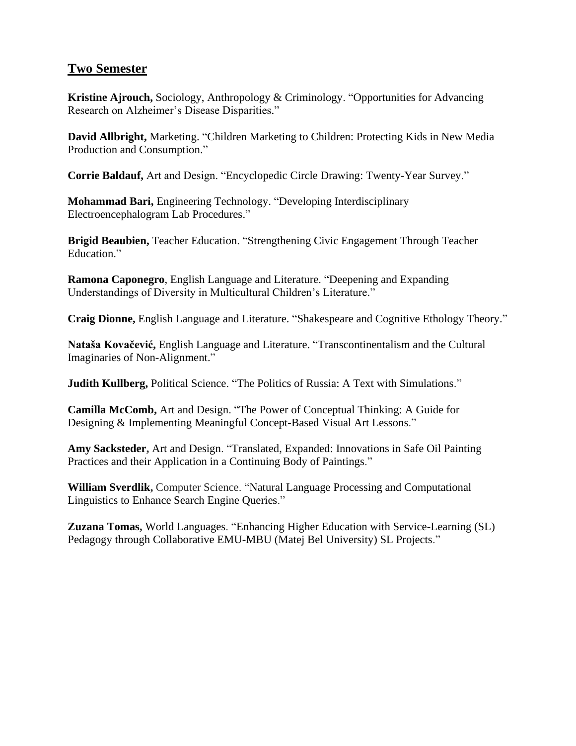## Two Semester

**Kristine Ajrouch,** Sociology, Anthropology & Criminology. "Opportunities for Advancing Research on Alzheimer's Disease Disparities."

**David Allbright,** Marketing. "Children Marketing to Children: Protecting Kids in New Media Production and Consumption."

**Corrie Baldauf,** Art and Design. "Encyclopedic Circle Drawing: Twenty-Year Survey."

**Mohammad Bari,** Engineering Technology. "Developing Interdisciplinary Electroencephalogram Lab Procedures."

**Brigid Beaubien,** Teacher Education. "Strengthening Civic Engagement Through Teacher Education."

**Ramona Caponegro**, English Language and Literature. "Deepening and Expanding Understandings of Diversity in Multicultural Children's Literature."

**Craig Dionne,** English Language and Literature. "Shakespeare and Cognitive Ethology Theory."

**Nataša Kovačević,** English Language and Literature. "Transcontinentalism and the Cultural Imaginaries of Non-Alignment."

**Judith Kullberg,** Political Science. "The Politics of Russia: A Text with Simulations."

**Camilla McComb,** Art and Design. "The Power of Conceptual Thinking: A Guide for Designing & Implementing Meaningful Concept-Based Visual Art Lessons."

**Amy Sacksteder,** Art and Design. "Translated, Expanded: Innovations in Safe Oil Painting Practices and their Application in a Continuing Body of Paintings."

**William Sverdlik,** Computer Science. "Natural Language Processing and Computational Linguistics to Enhance Search Engine Queries."

**Zuzana Tomas,** World Languages. "Enhancing Higher Education with Service-Learning (SL) Pedagogy through Collaborative EMU-MBU (Matej Bel University) SL Projects."